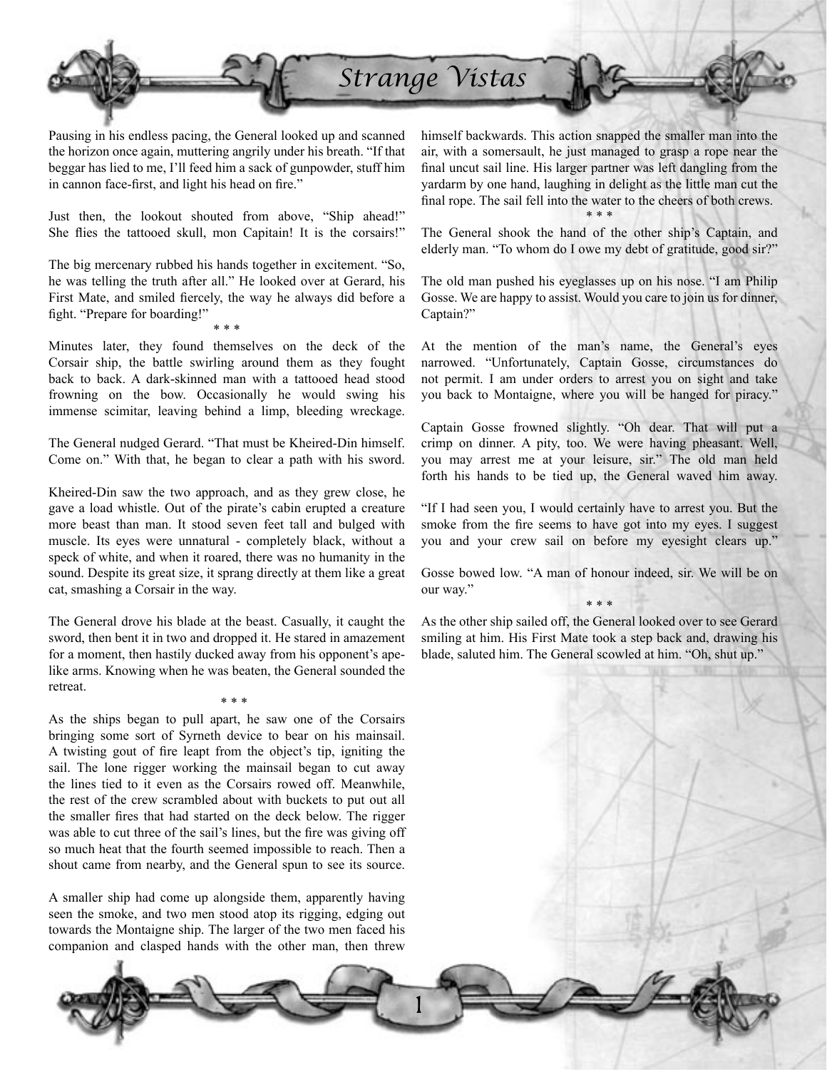# Strange Vistas

Pausing in his endless pacing, the General looked up and scanned the horizon once again, muttering angrily under his breath. "If that beggar has lied to me, I'll feed him a sack of gunpowder, stuff him in cannon face-first, and light his head on fire."

Just then, the lookout shouted from above, "Ship ahead!" She flies the tattooed skull, mon Capitain! It is the corsairs!"

The big mercenary rubbed his hands together in excitement. "So, he was telling the truth after all." He looked over at Gerard, his First Mate, and smiled fiercely, the way he always did before a fight. "Prepare for boarding!"

\* \* \*

Minutes later, they found themselves on the deck of the Corsair ship, the battle swirling around them as they fought back to back. A dark-skinned man with a tattooed head stood frowning on the bow. Occasionally he would swing his immense scimitar, leaving behind a limp, bleeding wreckage.

The General nudged Gerard. "That must be Kheired-Din himself. Come on." With that, he began to clear a path with his sword.

Kheired-Din saw the two approach, and as they grew close, he gave a load whistle. Out of the pirate's cabin erupted a creature more beast than man. It stood seven feet tall and bulged with muscle. Its eyes were unnatural - completely black, without a speck of white, and when it roared, there was no humanity in the sound. Despite its great size, it sprang directly at them like a great cat, smashing a Corsair in the way.

The General drove his blade at the beast. Casually, it caught the sword, then bent it in two and dropped it. He stared in amazement for a moment, then hastily ducked away from his opponent's ape-like arms. Knowing when he was beaten, the General sounded the retreat.

\* \* \*

As the ships began to pull apart, he saw one of the Corsairs bringing some sort of Syrneth device to bear on his mainsail. A twisting gout of fire leapt from the object's tip, igniting the sail. The lone rigger working the mainsail began to cut away the lines tied to it even as the Corsairs rowed off. Meanwhile, the rest of the crew scrambled about with buckets to put out all the smaller fires that had started on the deck below. The rigger was able to cut three of the sail's lines, but the fire was giving off so much heat that the fourth seemed impossible to reach. Then a shout came from nearby, and the General spun to see its source.

A smaller ship had come up alongside them, apparently having seen the smoke, and two men stood atop its rigging, edging out towards the Montaigne ship. The larger of the two men faced his companion and clasped hands with the other man, then threw himself backwards. This action snapped the smaller man into the air, with a somersault, he just managed to grasp a rope near the final uncut sail line. His larger partner was left dangling from the yardarm by one hand, laughing in delight as the little man cut the final rope. The sail fell into the water to the cheers of both crews.

\* \* \*

The General shook the hand of the other ship's Captain, and elderly man. "To whom do I owe my debt of gratitude, good sir?"

The old man pushed his eyeglasses up on his nose. "I am Philip Gosse. We are happy to assist. Would you care to join us for dinner, Captain?"

At the mention of the man's name, the General's eyes narrowed. "Unfortunately, Captain Gosse, circumstances do not permit. I am under orders to arrest you on sight and take you back to Montaigne, where you will be hanged for piracy."

Captain Gosse frowned slightly. "Oh dear. That will put a crimp on dinner. A pity, too. We were having pheasant. Well, you may arrest me at your leisure, sir." The old man held forth his hands to be tied up, the General waved him away.

"If I had seen you, I would certainly have to arrest you. But the smoke from the fire seems to have got into my eyes. I suggest you and your crew sail on before my eyesight clears up."

Gosse bowed low. "A man of honour indeed, sir. We will be on our way."

\* \* \*

As the other ship sailed off, the General looked over to see Gerard smiling at him. His First Mate took a step back and, drawing his blade, saluted him. The General scowled at him. "Oh, shut up."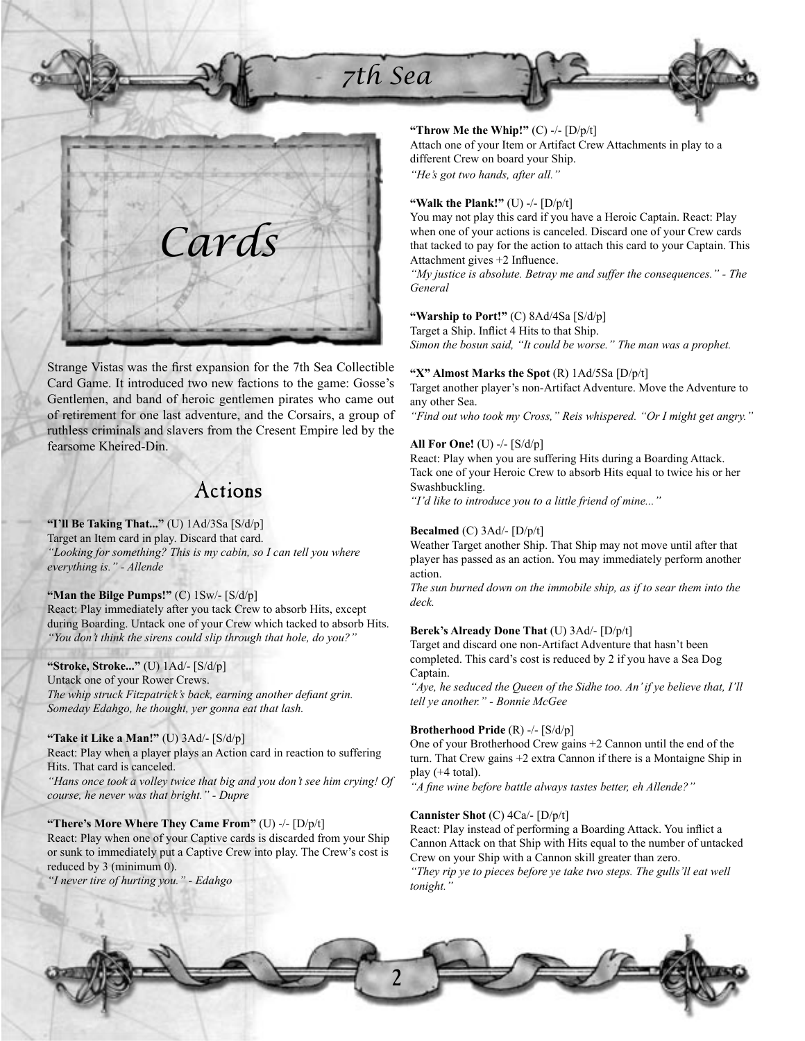# Cards

Strange Vistas was the first expansion for the 7th Sea Collectible Card Game. It introduced two new factions to the game: Gosse's Gentlemen, and band of heroic gentlemen pirates who came out of retirement for one last adventure, and the Corsairs, a group of ruthless criminals and slavers from the Cresent Empire led by the fearsome Kheired-Din.

## Actions

**"I'll Be Taking That..."** (U) 1Ad/3Sa [S/d/p]
Target an Item card in play. Discard that card.
*"Looking for something? This is my cabin, so I can tell you where everything is." - Allende*

**"Man the Bilge Pumps!"** (C) 1Sw/- [S/d/p]
React: Play immediately after you tack Crew to absorb Hits, except during Boarding. Untack one of your Crew which tacked to absorb Hits.
*"You don't think the sirens could slip through that hole, do you?"*

**"Stroke, Stroke..."** (U) 1Ad/- [S/d/p]
Untack one of your Rower Crews.
*The whip struck Fitzpatrick's back, earning another defiant grin. Someday Edahgo, he thought, yer gonna eat that lash.*

**"Take it Like a Man!"** (U) 3Ad/- [S/d/p]
React: Play when a player plays an Action card in reaction to suffering Hits. That card is canceled.
*"Hans once took a volley twice that big and you don't see him crying! Of course, he never was that bright." - Dupre*

**"There's More Where They Came From"** (U) -/- [D/p/t]
React: Play when one of your Captive cards is discarded from your Ship or sunk to immediately put a Captive Crew into play. The Crew's cost is reduced by 3 (minimum 0).
*"I never tire of hurting you." - Edahgo*

**"Throw Me the Whip!"** (C) -/- [D/p/t]
Attach one of your Item or Artifact Crew Attachments in play to a different Crew on board your Ship.
*"He's got two hands, after all."*

**"Walk the Plank!"** (U) -/- [D/p/t]
You may not play this card if you have a Heroic Captain. React: Play when one of your actions is canceled. Discard one of your Crew cards that tacked to pay for the action to attach this card to your Captain. This Attachment gives +2 Influence.
*"My justice is absolute. Betray me and suffer the consequences." - The General*

**"Warship to Port!"** (C) 8Ad/4Sa [S/d/p]
Target a Ship. Inflict 4 Hits to that Ship.
*Simon the bosun said, "It could be worse." The man was a prophet.*

**"X" Almost Marks the Spot** (R) 1Ad/5Sa [D/p/t]
Target another player's non-Artifact Adventure. Move the Adventure to any other Sea.
*"Find out who took my Cross," Reis whispered. "Or I might get angry."*

**All For One!** (U) -/- [S/d/p]
React: Play when you are suffering Hits during a Boarding Attack. Tack one of your Heroic Crew to absorb Hits equal to twice his or her Swashbuckling.
*"I'd like to introduce you to a little friend of mine..."*

**Becalmed** (C) 3Ad/- [D/p/t]
Weather Target another Ship. That Ship may not move until after that player has passed as an action. You may immediately perform another action.
*The sun burned down on the immobile ship, as if to sear them into the deck.*

**Berek's Already Done That** (U) 3Ad/- [D/p/t]
Target and discard one non-Artifact Adventure that hasn't been completed. This card's cost is reduced by 2 if you have a Sea Dog Captain.
*"Aye, he seduced the Queen of the Sidhe too. An' if ye believe that, I'll tell ye another." - Bonnie McGee*

**Brotherhood Pride** (R) -/- [S/d/p]
One of your Brotherhood Crew gains +2 Cannon until the end of the turn. That Crew gains +2 extra Cannon if there is a Montaigne Ship in play (+4 total).
*"A fine wine before battle always tastes better, eh Allende?"*

**Cannister Shot** (C) 4Ca/- [D/p/t]
React: Play instead of performing a Boarding Attack. You inflict a Cannon Attack on that Ship with Hits equal to the number of untacked Crew on your Ship with a Cannon skill greater than zero.
*"They rip ye to pieces before ye take two steps. The gulls'll eat well tonight."*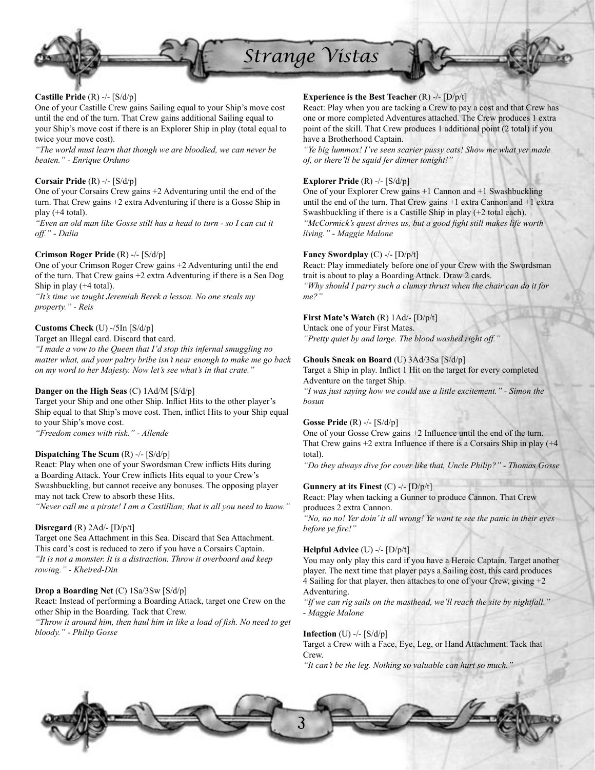# Strange Vistas

**Castille Pride** (R) -/- [S/d/p]
One of your Castille Crew gains Sailing equal to your Ship's move cost until the end of the turn. That Crew gains additional Sailing equal to your Ship's move cost if there is an Explorer Ship in play (total equal to twice your move cost).
*"The world must learn that though we are bloodied, we can never be beaten." - Enrique Orduno*

**Corsair Pride** (R) -/- [S/d/p]
One of your Corsairs Crew gains +2 Adventuring until the end of the turn. That Crew gains +2 extra Adventuring if there is a Gosse Ship in play (+4 total).
*"Even an old man like Gosse still has a head to turn - so I can cut it off." - Dalia*

**Crimson Roger Pride** (R) -/- [S/d/p]
One of your Crimson Roger Crew gains +2 Adventuring until the end of the turn. That Crew gains +2 extra Adventuring if there is a Sea Dog Ship in play (+4 total).
*"It's time we taught Jeremiah Berek a lesson. No one steals my property." - Reis*

**Customs Check** (U) -/5In [S/d/p]
Target an Illegal card. Discard that card.
*"I made a vow to the Queen that I'd stop this infernal smuggling no matter what, and your paltry bribe isn't near enough to make me go back on my word to her Majesty. Now let's see what's in that crate."*

**Danger on the High Seas** (C) 1Ad/M [S/d/p]
Target your Ship and one other Ship. Inflict Hits to the other player's Ship equal to that Ship's move cost. Then, inflict Hits to your Ship equal to your Ship's move cost.
*"Freedom comes with risk." - Allende*

**Dispatching The Scum** (R) -/- [S/d/p]
React: Play when one of your Swordsman Crew inflicts Hits during a Boarding Attack. Your Crew inflicts Hits equal to your Crew's Swashbuckling, but cannot receive any bonuses. The opposing player may not tack Crew to absorb these Hits.
*"Never call me a pirate! I am a Castillian; that is all you need to know."*

**Disregard** (R) 2Ad/- [D/p/t]
Target one Sea Attachment in this Sea. Discard that Sea Attachment. This card's cost is reduced to zero if you have a Corsairs Captain.
*"It is not a monster. It is a distraction. Throw it overboard and keep rowing." - Kheired-Din*

**Drop a Boarding Net** (C) 1Sa/3Sw [S/d/p]
React: Instead of performing a Boarding Attack, target one Crew on the other Ship in the Boarding. Tack that Crew.
*"Throw it around him, then haul him in like a load of fish. No need to get bloody." - Philip Gosse*

**Experience is the Best Teacher** (R) -/- [D/p/t]
React: Play when you are tacking a Crew to pay a cost and that Crew has one or more completed Adventures attached. The Crew produces 1 extra point of the skill. That Crew produces 1 additional point (2 total) if you have a Brotherhood Captain.
*"Ye big lummox! I've seen scarier pussy cats! Show me what yer made of, or there'll be squid fer dinner tonight!"*

**Explorer Pride** (R) -/- [S/d/p]
One of your Explorer Crew gains +1 Cannon and +1 Swashbuckling until the end of the turn. That Crew gains +1 extra Cannon and +1 extra Swashbuckling if there is a Castille Ship in play (+2 total each).
*"McCormick's quest drives us, but a good fight still makes life worth living." - Maggie Malone*

**Fancy Swordplay** (C) -/- [D/p/t]
React: Play immediately before one of your Crew with the Swordsman trait is about to play a Boarding Attack. Draw 2 cards.
*"Why should I parry such a clumsy thrust when the chair can do it for me?"*

**First Mate's Watch** (R) 1Ad/- [D/p/t]
Untack one of your First Mates.
*"Pretty quiet by and large. The blood washed right off."*

**Ghouls Sneak on Board** (U) 3Ad/3Sa [S/d/p]
Target a Ship in play. Inflict 1 Hit on the target for every completed Adventure on the target Ship.
*"I was just saying how we could use a little excitement." - Simon the bosun*

**Gosse Pride** (R) -/- [S/d/p]
One of your Gosse Crew gains +2 Influence until the end of the turn. That Crew gains +2 extra Influence if there is a Corsairs Ship in play (+4 total).
*"Do they always dive for cover like that, Uncle Philip?" - Thomas Gosse*

**Gunnery at its Finest** (C) -/- [D/p/t]
React: Play when tacking a Gunner to produce Cannon. That Crew produces 2 extra Cannon.
*"No, no no! Yer doin' it all wrong! Ye want te see the panic in their eyes before ye fire!"*

**Helpful Advice** (U) -/- [D/p/t]
You may only play this card if you have a Heroic Captain. Target another player. The next time that player pays a Sailing cost, this card produces 4 Sailing for that player, then attaches to one of your Crew, giving +2 Adventuring.
*"If we can rig sails on the masthead, we'll reach the site by nightfall." - Maggie Malone*

**Infection** (U) -/- [S/d/p]
Target a Crew with a Face, Eye, Leg, or Hand Attachment. Tack that Crew.
*"It can't be the leg. Nothing so valuable can hurt so much."*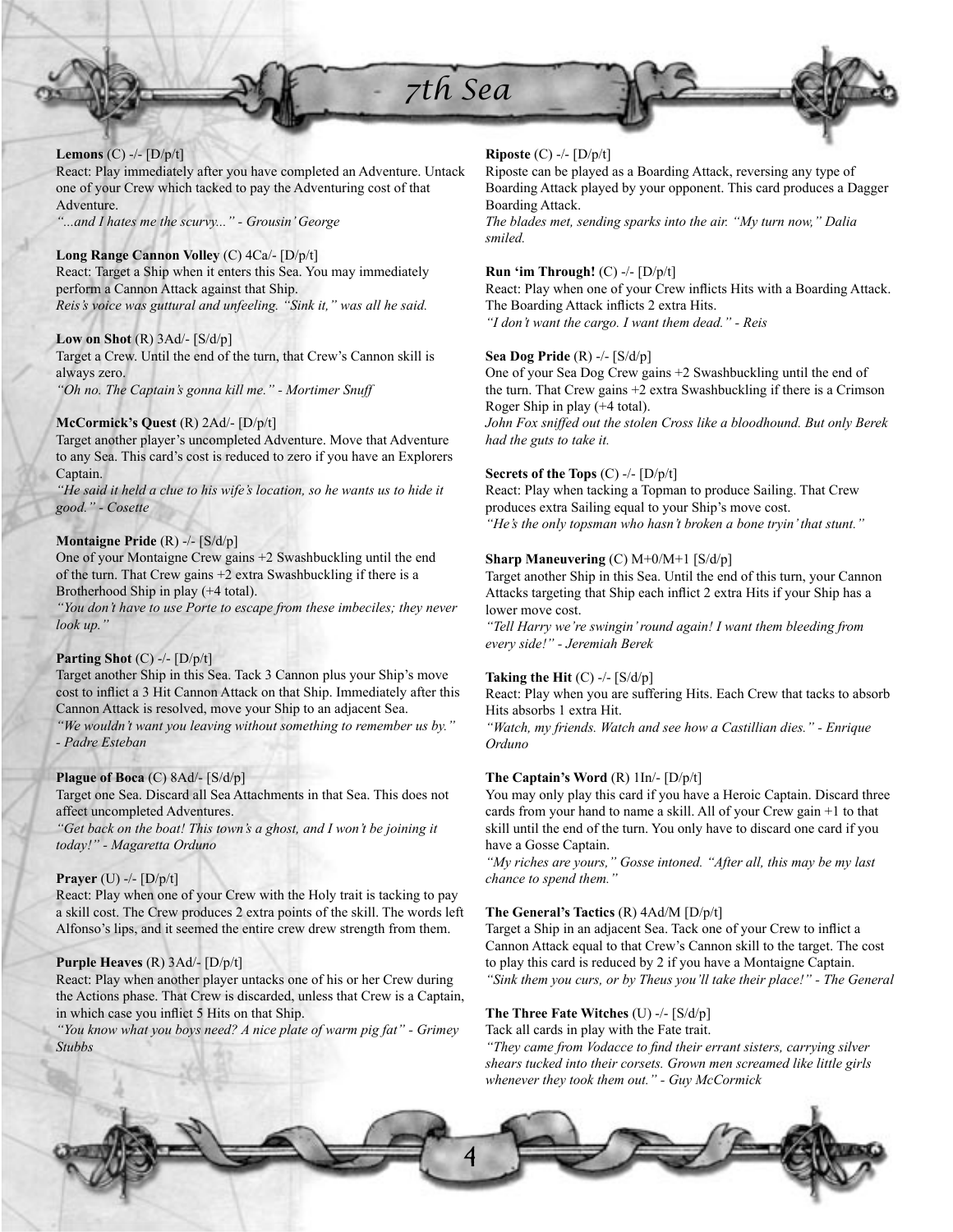**Lemons** (C) -/- [D/p/t]
React: Play immediately after you have completed an Adventure. Untack one of your Crew which tacked to pay the Adventuring cost of that Adventure.
*"...and I hates me the scurvy..." - Grousin' George*

**Long Range Cannon Volley** (C) 4Ca/- [D/p/t]
React: Target a Ship when it enters this Sea. You may immediately perform a Cannon Attack against that Ship.
*Reis's voice was guttural and unfeeling. "Sink it," was all he said.*

**Low on Shot** (R) 3Ad/- [S/d/p]
Target a Crew. Until the end of the turn, that Crew's Cannon skill is always zero.
*"Oh no. The Captain's gonna kill me." - Mortimer Snuff*

**McCormick's Quest** (R) 2Ad/- [D/p/t]
Target another player's uncompleted Adventure. Move that Adventure to any Sea. This card's cost is reduced to zero if you have an Explorers Captain.
*"He said it held a clue to his wife's location, so he wants us to hide it good." - Cosette*

**Montaigne Pride** (R) -/- [S/d/p]
One of your Montaigne Crew gains +2 Swashbuckling until the end of the turn. That Crew gains +2 extra Swashbuckling if there is a Brotherhood Ship in play (+4 total).
*"You don't have to use Porte to escape from these imbeciles; they never look up."*

**Parting Shot** (C) -/- [D/p/t]
Target another Ship in this Sea. Tack 3 Cannon plus your Ship's move cost to inflict a 3 Hit Cannon Attack on that Ship. Immediately after this Cannon Attack is resolved, move your Ship to an adjacent Sea.
*"We wouldn't want you leaving without something to remember us by." - Padre Esteban*

**Plague of Boca** (C) 8Ad/- [S/d/p]
Target one Sea. Discard all Sea Attachments in that Sea. This does not affect uncompleted Adventures.
*"Get back on the boat! This town's a ghost, and I won't be joining it today!" - Magaretta Orduno*

**Prayer** (U) -/- [D/p/t]
React: Play when one of your Crew with the Holy trait is tacking to pay a skill cost. The Crew produces 2 extra points of the skill. The words left Alfonso's lips, and it seemed the entire crew drew strength from them.

**Purple Heaves** (R) 3Ad/- [D/p/t]
React: Play when another player untacks one of his or her Crew during the Actions phase. That Crew is discarded, unless that Crew is a Captain, in which case you inflict 5 Hits on that Ship.
*"You know what you boys need? A nice plate of warm pig fat" - Grimey Stubbs*

**Riposte** (C) -/- [D/p/t]
Riposte can be played as a Boarding Attack, reversing any type of Boarding Attack played by your opponent. This card produces a Dagger Boarding Attack.
*The blades met, sending sparks into the air. "My turn now," Dalia smiled.*

**Run 'im Through!** (C) -/- [D/p/t]
React: Play when one of your Crew inflicts Hits with a Boarding Attack. The Boarding Attack inflicts 2 extra Hits.
*"I don't want the cargo. I want them dead." - Reis*

**Sea Dog Pride** (R) -/- [S/d/p]
One of your Sea Dog Crew gains +2 Swashbuckling until the end of the turn. That Crew gains +2 extra Swashbuckling if there is a Crimson Roger Ship in play (+4 total).
*John Fox sniffed out the stolen Cross like a bloodhound. But only Berek had the guts to take it.*

**Secrets of the Tops** (C) -/- [D/p/t]
React: Play when tacking a Topman to produce Sailing. That Crew produces extra Sailing equal to your Ship's move cost.
*"He's the only topsman who hasn't broken a bone tryin' that stunt."*

**Sharp Maneuvering** (C) M+0/M+1 [S/d/p]
Target another Ship in this Sea. Until the end of this turn, your Cannon Attacks targeting that Ship each inflict 2 extra Hits if your Ship has a lower move cost.
*"Tell Harry we're swingin' round again! I want them bleeding from every side!" - Jeremiah Berek*

**Taking the Hit** (C) -/- [S/d/p]
React: Play when you are suffering Hits. Each Crew that tacks to absorb Hits absorbs 1 extra Hit.
*"Watch, my friends. Watch and see how a Castillian dies." - Enrique Orduno*

**The Captain's Word** (R) 1In/- [D/p/t]
You may only play this card if you have a Heroic Captain. Discard three cards from your hand to name a skill. All of your Crew gain +1 to that skill until the end of the turn. You only have to discard one card if you have a Gosse Captain.
*"My riches are yours," Gosse intoned. "After all, this may be my last chance to spend them."*

**The General's Tactics** (R) 4Ad/M [D/p/t]
Target a Ship in an adjacent Sea. Tack one of your Crew to inflict a Cannon Attack equal to that Crew's Cannon skill to the target. The cost to play this card is reduced by 2 if you have a Montaigne Captain.
*"Sink them you curs, or by Theus you'll take their place!" - The General*

**The Three Fate Witches** (U) -/- [S/d/p]
Tack all cards in play with the Fate trait.
*"They came from Vodacce to find their errant sisters, carrying silver shears tucked into their corsets. Grown men screamed like little girls whenever they took them out." - Guy McCormick*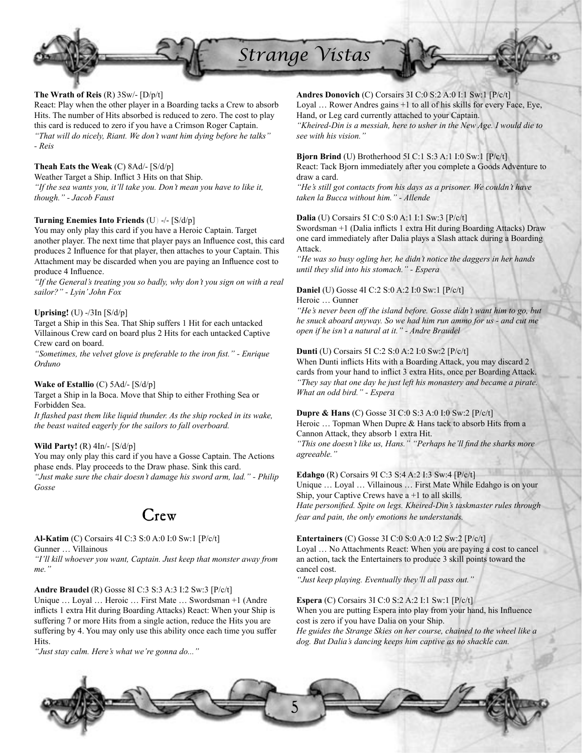**The Wrath of Reis** (R) 3Sw/- [D/p/t]
React: Play when the other player in a Boarding tacks a Crew to absorb Hits. The number of Hits absorbed is reduced to zero. The cost to play this card is reduced to zero if you have a Crimson Roger Captain.
*"That will do nicely, Riant. We don't want him dying before he talks" - Reis*

**Theah Eats the Weak** (C) 8Ad/- [S/d/p]
Weather Target a Ship. Inflict 3 Hits on that Ship.
*"If the sea wants you, it'll take you. Don't mean you have to like it, though." - Jacob Faust*

**Turning Enemies Into Friends** (U) -/- [S/d/p]
You may only play this card if you have a Heroic Captain. Target another player. The next time that player pays an Influence cost, this card produces 2 Influence for that player, then attaches to your Captain. This Attachment may be discarded when you are paying an Influence cost to produce 4 Influence.
*"If the General's treating you so badly, why don't you sign on with a real sailor?" - Lyin' John Fox*

**Uprising!** (U) -/3In [S/d/p]
Target a Ship in this Sea. That Ship suffers 1 Hit for each untacked Villainous Crew card on board plus 2 Hits for each untacked Captive Crew card on board.
*"Sometimes, the velvet glove is preferable to the iron fist." - Enrique Orduno*

**Wake of Estallio** (C) 5Ad/- [S/d/p]
Target a Ship in la Boca. Move that Ship to either Frothing Sea or Forbidden Sea.
*It flashed past them like liquid thunder. As the ship rocked in its wake, the beast waited eagerly for the sailors to fall overboard.*

**Wild Party!** (R) 4In/- [S/d/p]
You may only play this card if you have a Gosse Captain. The Actions phase ends. Play proceeds to the Draw phase. Sink this card.
*"Just make sure the chair doesn't damage his sword arm, lad." - Philip Gosse*

## Crew

**Al-Katim** (C) Corsairs 4I C:3 S:0 A:0 I:0 Sw:1 [P/c/t]
Gunner … Villainous
*"I'll kill whoever you want, Captain. Just keep that monster away from me."*

**Andre Braudel** (R) Gosse 8I C:3 S:3 A:3 I:2 Sw:3 [P/c/t]
Unique … Loyal … Heroic … First Mate … Swordsman +1 (Andre inflicts 1 extra Hit during Boarding Attacks) React: When your Ship is suffering 7 or more Hits from a single action, reduce the Hits you are suffering by 4. You may only use this ability once each time you suffer Hits.
*"Just stay calm. Here's what we're gonna do..."*

**Andres Donovich** (C) Corsairs 3I C:0 S:2 A:0 I:1 Sw:1 [P/c/t]
Loyal … Rower Andres gains +1 to all of his skills for every Face, Eye, Hand, or Leg card currently attached to your Captain.
*"Kheired-Din is a messiah, here to usher in the New Age. I would die to see with his vision."*

**Bjorn Brind** (U) Brotherhood 5I C:1 S:3 A:1 I:0 Sw:1 [P/c/t]
React: Tack Bjorn immediately after you complete a Goods Adventure to draw a card.
*"He's still got contacts from his days as a prisoner. We couldn't have taken la Bucca without him." - Allende*

**Dalia** (U) Corsairs 5I C:0 S:0 A:1 I:1 Sw:3 [P/c/t]
Swordsman +1 (Dalia inflicts 1 extra Hit during Boarding Attacks) Draw one card immediately after Dalia plays a Slash attack during a Boarding Attack.
*"He was so busy ogling her, he didn't notice the daggers in her hands until they slid into his stomach." - Espera*

**Daniel** (U) Gosse 4I C:2 S:0 A:2 I:0 Sw:1 [P/c/t]
Heroic … Gunner
*"He's never been off the island before. Gosse didn't want him to go, but he snuck aboard anyway. So we had him run ammo for us - and cut me open if he isn't a natural at it." - Andre Braudel*

**Dunti** (U) Corsairs 5I C:2 S:0 A:2 I:0 Sw:2 [P/c/t]
When Dunti inflicts Hits with a Boarding Attack, you may discard 2 cards from your hand to inflict 3 extra Hits, once per Boarding Attack.
*"They say that one day he just left his monastery and became a pirate. What an odd bird." - Espera*

**Dupre & Hans** (C) Gosse 3I C:0 S:3 A:0 I:0 Sw:2 [P/c/t]
Heroic … Topman When Dupre & Hans tack to absorb Hits from a Cannon Attack, they absorb 1 extra Hit.
*"This one doesn't like us, Hans." "Perhaps he'll find the sharks more agreeable."*

**Edahgo** (R) Corsairs 9I C:3 S:4 A:2 I:3 Sw:4 [P/c/t]
Unique … Loyal … Villainous … First Mate While Edahgo is on your Ship, your Captive Crews have a +1 to all skills.
*Hate personified. Spite on legs. Kheired-Din's taskmaster rules through fear and pain, the only emotions he understands.*

**Entertainers** (C) Gosse 3I C:0 S:0 A:0 I:2 Sw:2 [P/c/t]
Loyal … No Attachments React: When you are paying a cost to cancel an action, tack the Entertainers to produce 3 skill points toward the cancel cost.
*"Just keep playing. Eventually they'll all pass out."*

**Espera** (C) Corsairs 3I C:0 S:2 A:2 I:1 Sw:1 [P/c/t]
When you are putting Espera into play from your hand, his Influence cost is zero if you have Dalia on your Ship.
*He guides the Strange Skies on her course, chained to the wheel like a dog. But Dalia's dancing keeps him captive as no shackle can.*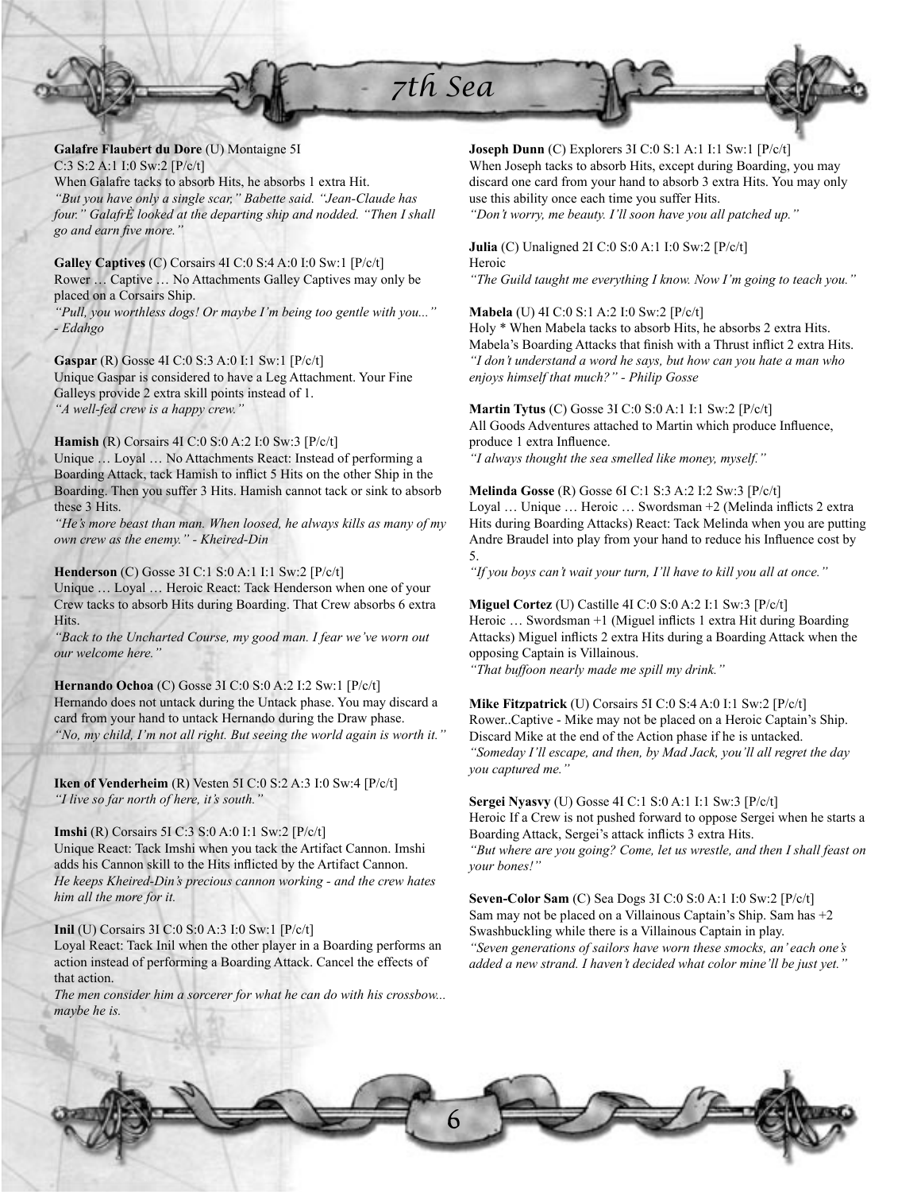**Galafre Flaubert du Dore** (U) Montaigne 5I
C:3 S:2 A:1 I:0 Sw:2 [P/c/t]
When Galafre tacks to absorb Hits, he absorbs 1 extra Hit.
*"But you have only a single scar," Babette said. "Jean-Claude has four." GalafrÈ looked at the departing ship and nodded. "Then I shall go and earn five more."*

**Galley Captives** (C) Corsairs 4I C:0 S:4 A:0 I:0 Sw:1 [P/c/t]
Rower … Captive … No Attachments Galley Captives may only be placed on a Corsairs Ship.
*"Pull, you worthless dogs! Or maybe I'm being too gentle with you..." - Edahgo*

**Gaspar** (R) Gosse 4I C:0 S:3 A:0 I:1 Sw:1 [P/c/t]
Unique Gaspar is considered to have a Leg Attachment. Your Fine Galleys provide 2 extra skill points instead of 1.
*"A well-fed crew is a happy crew."*

**Hamish** (R) Corsairs 4I C:0 S:0 A:2 I:0 Sw:3 [P/c/t]
Unique … Loyal … No Attachments React: Instead of performing a Boarding Attack, tack Hamish to inflict 5 Hits on the other Ship in the Boarding. Then you suffer 3 Hits. Hamish cannot tack or sink to absorb these 3 Hits.
*"He's more beast than man. When loosed, he always kills as many of my own crew as the enemy." - Kheired-Din*

**Henderson** (C) Gosse 3I C:1 S:0 A:1 I:1 Sw:2 [P/c/t]
Unique … Loyal … Heroic React: Tack Henderson when one of your Crew tacks to absorb Hits during Boarding. That Crew absorbs 6 extra Hits.
*"Back to the Uncharted Course, my good man. I fear we've worn out our welcome here."*

**Hernando Ochoa** (C) Gosse 3I C:0 S:0 A:2 I:2 Sw:1 [P/c/t]
Hernando does not untack during the Untack phase. You may discard a card from your hand to untack Hernando during the Draw phase.
*"No, my child, I'm not all right. But seeing the world again is worth it."*

**Iken of Venderheim** (R) Vesten 5I C:0 S:2 A:3 I:0 Sw:4 [P/c/t]
*"I live so far north of here, it's south."*

**Imshi** (R) Corsairs 5I C:3 S:0 A:0 I:1 Sw:2 [P/c/t]
Unique React: Tack Imshi when you tack the Artifact Cannon. Imshi adds his Cannon skill to the Hits inflicted by the Artifact Cannon.
*He keeps Kheired-Din's precious cannon working - and the crew hates him all the more for it.*

**Inil** (U) Corsairs 3I C:0 S:0 A:3 I:0 Sw:1 [P/c/t]
Loyal React: Tack Inil when the other player in a Boarding performs an action instead of performing a Boarding Attack. Cancel the effects of that action.
*The men consider him a sorcerer for what he can do with his crossbow... maybe he is.*

**Joseph Dunn** (C) Explorers 3I C:0 S:1 A:1 I:1 Sw:1 [P/c/t]
When Joseph tacks to absorb Hits, except during Boarding, you may discard one card from your hand to absorb 3 extra Hits. You may only use this ability once each time you suffer Hits.
*"Don't worry, me beauty. I'll soon have you all patched up."*

**Julia** (C) Unaligned 2I C:0 S:0 A:1 I:0 Sw:2 [P/c/t]
Heroic
*"The Guild taught me everything I know. Now I'm going to teach you."*

**Mabela** (U) 4I C:0 S:1 A:2 I:0 Sw:2 [P/c/t]
Holy * When Mabela tacks to absorb Hits, he absorbs 2 extra Hits. Mabela's Boarding Attacks that finish with a Thrust inflict 2 extra Hits.
*"I don't understand a word he says, but how can you hate a man who enjoys himself that much?" - Philip Gosse*

**Martin Tytus** (C) Gosse 3I C:0 S:0 A:1 I:1 Sw:2 [P/c/t]
All Goods Adventures attached to Martin which produce Influence, produce 1 extra Influence.
*"I always thought the sea smelled like money, myself."*

**Melinda Gosse** (R) Gosse 6I C:1 S:3 A:2 I:2 Sw:3 [P/c/t]
Loyal … Unique … Heroic … Swordsman +2 (Melinda inflicts 2 extra Hits during Boarding Attacks) React: Tack Melinda when you are putting Andre Braudel into play from your hand to reduce his Influence cost by 5.
*"If you boys can't wait your turn, I'll have to kill you all at once."*

**Miguel Cortez** (U) Castille 4I C:0 S:0 A:2 I:1 Sw:3 [P/c/t]
Heroic … Swordsman +1 (Miguel inflicts 1 extra Hit during Boarding Attacks) Miguel inflicts 2 extra Hits during a Boarding Attack when the opposing Captain is Villainous.
*"That buffoon nearly made me spill my drink."*

**Mike Fitzpatrick** (U) Corsairs 5I C:0 S:4 A:0 I:1 Sw:2 [P/c/t]
Rower..Captive - Mike may not be placed on a Heroic Captain's Ship. Discard Mike at the end of the Action phase if he is untacked.
*"Someday I'll escape, and then, by Mad Jack, you'll all regret the day you captured me."*

**Sergei Nyasvy** (U) Gosse 4I C:1 S:0 A:1 I:1 Sw:3 [P/c/t]
Heroic If a Crew is not pushed forward to oppose Sergei when he starts a Boarding Attack, Sergei's attack inflicts 3 extra Hits.
*"But where are you going? Come, let us wrestle, and then I shall feast on your bones!"*

**Seven-Color Sam** (C) Sea Dogs 3I C:0 S:0 A:1 I:0 Sw:2 [P/c/t]
Sam may not be placed on a Villainous Captain's Ship. Sam has +2 Swashbuckling while there is a Villainous Captain in play.
*"Seven generations of sailors have worn these smocks, an' each one's added a new strand. I haven't decided what color mine'll be just yet."*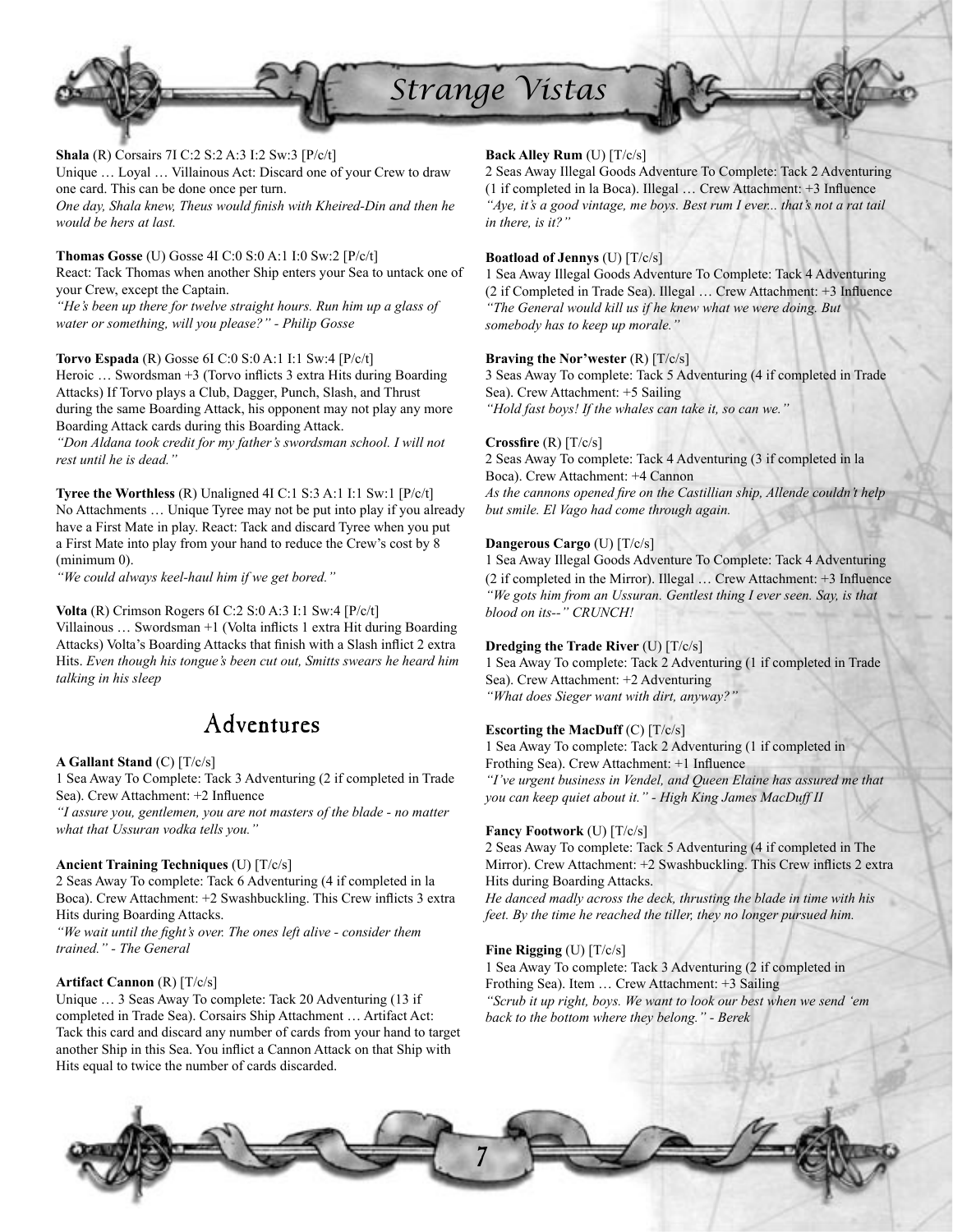**Shala** (R) Corsairs 7I C:2 S:2 A:3 I:2 Sw:3 [P/c/t]
Unique … Loyal … Villainous Act: Discard one of your Crew to draw one card. This can be done once per turn.
*One day, Shala knew, Theus would finish with Kheired-Din and then he would be hers at last.*

**Thomas Gosse** (U) Gosse 4I C:0 S:0 A:1 I:0 Sw:2 [P/c/t]
React: Tack Thomas when another Ship enters your Sea to untack one of your Crew, except the Captain.
*"He's been up there for twelve straight hours. Run him up a glass of water or something, will you please?" - Philip Gosse*

**Torvo Espada** (R) Gosse 6I C:0 S:0 A:1 I:1 Sw:4 [P/c/t]
Heroic … Swordsman +3 (Torvo inflicts 3 extra Hits during Boarding Attacks) If Torvo plays a Club, Dagger, Punch, Slash, and Thrust during the same Boarding Attack, his opponent may not play any more Boarding Attack cards during this Boarding Attack.
*"Don Aldana took credit for my father's swordsman school. I will not rest until he is dead."*

**Tyree the Worthless** (R) Unaligned 4I C:1 S:3 A:1 I:1 Sw:1 [P/c/t]
No Attachments … Unique Tyree may not be put into play if you already have a First Mate in play. React: Tack and discard Tyree when you put a First Mate into play from your hand to reduce the Crew's cost by 8 (minimum 0).
*"We could always keel-haul him if we get bored."*

**Volta** (R) Crimson Rogers 6I C:2 S:0 A:3 I:1 Sw:4 [P/c/t]
Villainous … Swordsman +1 (Volta inflicts 1 extra Hit during Boarding Attacks) Volta's Boarding Attacks that finish with a Slash inflict 2 extra Hits. *Even though his tongue's been cut out, Smitts swears he heard him talking in his sleep*

## Adventures

**A Gallant Stand** (C) [T/c/s]
1 Sea Away To Complete: Tack 3 Adventuring (2 if completed in Trade Sea). Crew Attachment: +2 Influence
*"I assure you, gentlemen, you are not masters of the blade - no matter what that Ussuran vodka tells you."*

**Ancient Training Techniques** (U) [T/c/s]
2 Seas Away To complete: Tack 6 Adventuring (4 if completed in la Boca). Crew Attachment: +2 Swashbuckling. This Crew inflicts 3 extra Hits during Boarding Attacks.
*"We wait until the fight's over. The ones left alive - consider them trained." - The General*

**Artifact Cannon** (R) [T/c/s]
Unique … 3 Seas Away To complete: Tack 20 Adventuring (13 if completed in Trade Sea). Corsairs Ship Attachment … Artifact Act: Tack this card and discard any number of cards from your hand to target another Ship in this Sea. You inflict a Cannon Attack on that Ship with Hits equal to twice the number of cards discarded.

**Back Alley Rum** (U) [T/c/s]
2 Seas Away Illegal Goods Adventure To Complete: Tack 2 Adventuring (1 if completed in la Boca). Illegal … Crew Attachment: +3 Influence
*"Aye, it's a good vintage, me boys. Best rum I ever... that's not a rat tail in there, is it?"*

**Boatload of Jennys** (U) [T/c/s]
1 Sea Away Illegal Goods Adventure To Complete: Tack 4 Adventuring (2 if Completed in Trade Sea). Illegal … Crew Attachment: +3 Influence
*"The General would kill us if he knew what we were doing. But somebody has to keep up morale."*

**Braving the Nor'wester** (R) [T/c/s]
3 Seas Away To complete: Tack 5 Adventuring (4 if completed in Trade Sea). Crew Attachment: +5 Sailing
*"Hold fast boys! If the whales can take it, so can we."*

**Crossfire** (R) [T/c/s]
2 Seas Away To complete: Tack 4 Adventuring (3 if completed in la Boca). Crew Attachment: +4 Cannon
*As the cannons opened fire on the Castillian ship, Allende couldn't help but smile. El Vago had come through again.*

**Dangerous Cargo** (U) [T/c/s]
1 Sea Away Illegal Goods Adventure To Complete: Tack 4 Adventuring (2 if completed in the Mirror). Illegal … Crew Attachment: +3 Influence
*"We gots him from an Ussuran. Gentlest thing I ever seen. Say, is that blood on its--" CRUNCH!*

**Dredging the Trade River** (U) [T/c/s]
1 Sea Away To complete: Tack 2 Adventuring (1 if completed in Trade Sea). Crew Attachment: +2 Adventuring
*"What does Sieger want with dirt, anyway?"*

**Escorting the MacDuff** (C) [T/c/s]
1 Sea Away To complete: Tack 2 Adventuring (1 if completed in Frothing Sea). Crew Attachment: +1 Influence
*"I've urgent business in Vendel, and Queen Elaine has assured me that you can keep quiet about it." - High King James MacDuff II*

**Fancy Footwork** (U) [T/c/s]
2 Seas Away To complete: Tack 5 Adventuring (4 if completed in The Mirror). Crew Attachment: +2 Swashbuckling. This Crew inflicts 2 extra Hits during Boarding Attacks.
*He danced madly across the deck, thrusting the blade in time with his feet. By the time he reached the tiller, they no longer pursued him.*

**Fine Rigging** (U) [T/c/s]
1 Sea Away To complete: Tack 3 Adventuring (2 if completed in Frothing Sea). Item … Crew Attachment: +3 Sailing
*"Scrub it up right, boys. We want to look our best when we send 'em back to the bottom where they belong." - Berek*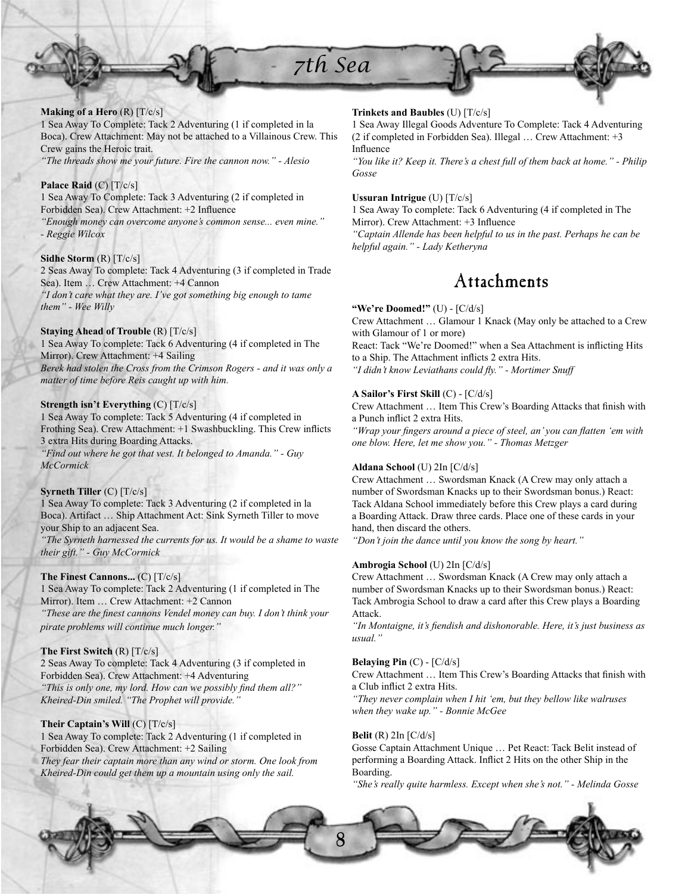**Making of a Hero** (R) [T/c/s]
1 Sea Away To Complete: Tack 2 Adventuring (1 if completed in la Boca). Crew Attachment: May not be attached to a Villainous Crew. This Crew gains the Heroic trait.
*"The threads show me your future. Fire the cannon now." - Alesio*

**Palace Raid** (C) [T/c/s]
1 Sea Away To Complete: Tack 3 Adventuring (2 if completed in Forbidden Sea). Crew Attachment: +2 Influence
*"Enough money can overcome anyone's common sense... even mine." - Reggie Wilcox*

**Sidhe Storm** (R) [T/c/s]
2 Seas Away To complete: Tack 4 Adventuring (3 if completed in Trade Sea). Item … Crew Attachment: +4 Cannon
*"I don't care what they are. I've got something big enough to tame them" - Wee Willy*

**Staying Ahead of Trouble** (R) [T/c/s]
1 Sea Away To complete: Tack 6 Adventuring (4 if completed in The Mirror). Crew Attachment: +4 Sailing
*Berek had stolen the Cross from the Crimson Rogers - and it was only a matter of time before Reis caught up with him.*

**Strength isn't Everything** (C) [T/c/s]
1 Sea Away To complete: Tack 5 Adventuring (4 if completed in Frothing Sea). Crew Attachment: +1 Swashbuckling. This Crew inflicts 3 extra Hits during Boarding Attacks.
*"Find out where he got that vest. It belonged to Amanda." - Guy McCormick*

**Syrneth Tiller** (C) [T/c/s]
1 Sea Away To complete: Tack 3 Adventuring (2 if completed in la Boca). Artifact … Ship Attachment Act: Sink Syrneth Tiller to move your Ship to an adjacent Sea.
*"The Syrneth harnessed the currents for us. It would be a shame to waste their gift." - Guy McCormick*

**The Finest Cannons...** (C) [T/c/s]
1 Sea Away To complete: Tack 2 Adventuring (1 if completed in The Mirror). Item … Crew Attachment: +2 Cannon
*"These are the finest cannons Vendel money can buy. I don't think your pirate problems will continue much longer."*

**The First Switch** (R) [T/c/s]
2 Seas Away To complete: Tack 4 Adventuring (3 if completed in Forbidden Sea). Crew Attachment: +4 Adventuring
*"This is only one, my lord. How can we possibly find them all?" Kheired-Din smiled. "The Prophet will provide."*

**Their Captain's Will** (C) [T/c/s]
1 Sea Away To complete: Tack 2 Adventuring (1 if completed in Forbidden Sea). Crew Attachment: +2 Sailing
*They fear their captain more than any wind or storm. One look from Kheired-Din could get them up a mountain using only the sail.*

**Trinkets and Baubles** (U) [T/c/s]
1 Sea Away Illegal Goods Adventure To Complete: Tack 4 Adventuring (2 if completed in Forbidden Sea). Illegal … Crew Attachment: +3 Influence
*"You like it? Keep it. There's a chest full of them back at home." - Philip Gosse*

**Ussuran Intrigue** (U) [T/c/s]
1 Sea Away To complete: Tack 6 Adventuring (4 if completed in The Mirror). Crew Attachment: +3 Influence
*"Captain Allende has been helpful to us in the past. Perhaps he can be helpful again." - Lady Ketheryna*

## Attachments

**"We're Doomed!"** (U) - [C/d/s]
Crew Attachment … Glamour 1 Knack (May only be attached to a Crew with Glamour of 1 or more)
React: Tack "We're Doomed!" when a Sea Attachment is inflicting Hits to a Ship. The Attachment inflicts 2 extra Hits.
*"I didn't know Leviathans could fly." - Mortimer Snuff*

**A Sailor's First Skill** (C) - [C/d/s]
Crew Attachment … Item This Crew's Boarding Attacks that finish with a Punch inflict 2 extra Hits.
*"Wrap your fingers around a piece of steel, an' you can flatten 'em with one blow. Here, let me show you." - Thomas Metzger*

**Aldana School** (U) 2In [C/d/s]
Crew Attachment … Swordsman Knack (A Crew may only attach a number of Swordsman Knacks up to their Swordsman bonus.) React: Tack Aldana School immediately before this Crew plays a card during a Boarding Attack. Draw three cards. Place one of these cards in your hand, then discard the others.
*"Don't join the dance until you know the song by heart."*

**Ambrogia School** (U) 2In [C/d/s]
Crew Attachment … Swordsman Knack (A Crew may only attach a number of Swordsman Knacks up to their Swordsman bonus.) React: Tack Ambrogia School to draw a card after this Crew plays a Boarding Attack.
*"In Montaigne, it's fiendish and dishonorable. Here, it's just business as usual."*

**Belaying Pin** (C) - [C/d/s]
Crew Attachment … Item This Crew's Boarding Attacks that finish with a Club inflict 2 extra Hits.
*"They never complain when I hit 'em, but they bellow like walruses when they wake up." - Bonnie McGee*

**Belit** (R) 2In [C/d/s]
Gosse Captain Attachment Unique … Pet React: Tack Belit instead of performing a Boarding Attack. Inflict 2 Hits on the other Ship in the Boarding.
*"She's really quite harmless. Except when she's not." - Melinda Gosse*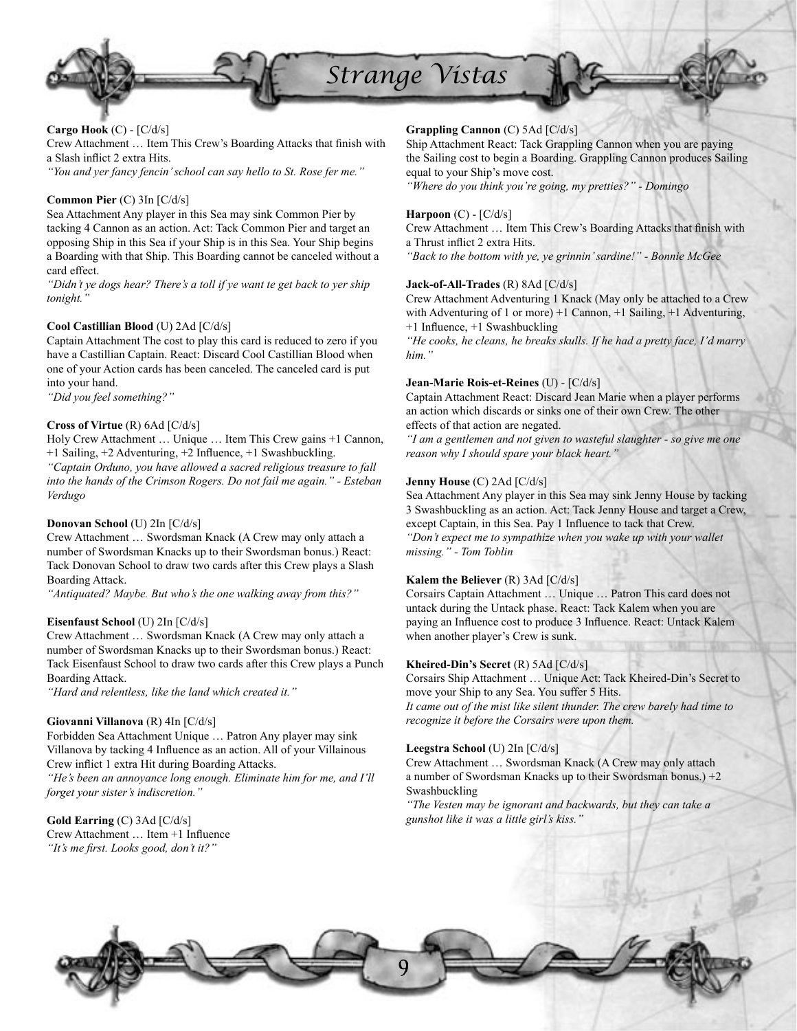**Cargo Hook** (C) - [C/d/s]
Crew Attachment … Item This Crew's Boarding Attacks that finish with a Slash inflict 2 extra Hits.
*"You and yer fancy fencin' school can say hello to St. Rose fer me."*

**Common Pier** (C) 3In [C/d/s]
Sea Attachment Any player in this Sea may sink Common Pier by tacking 4 Cannon as an action. Act: Tack Common Pier and target an opposing Ship in this Sea if your Ship is in this Sea. Your Ship begins a Boarding with that Ship. This Boarding cannot be canceled without a card effect.
*"Didn't ye dogs hear? There's a toll if ye want te get back to yer ship tonight."*

**Cool Castillian Blood** (U) 2Ad [C/d/s]
Captain Attachment The cost to play this card is reduced to zero if you have a Castillian Captain. React: Discard Cool Castillian Blood when one of your Action cards has been canceled. The canceled card is put into your hand.
*"Did you feel something?"*

**Cross of Virtue** (R) 6Ad [C/d/s]
Holy Crew Attachment … Unique … Item This Crew gains +1 Cannon, +1 Sailing, +2 Adventuring, +2 Influence, +1 Swashbuckling.
*"Captain Orduno, you have allowed a sacred religious treasure to fall into the hands of the Crimson Rogers. Do not fail me again." - Esteban Verdugo*

**Donovan School** (U) 2In [C/d/s]
Crew Attachment … Swordsman Knack (A Crew may only attach a number of Swordsman Knacks up to their Swordsman bonus.) React: Tack Donovan School to draw two cards after this Crew plays a Slash Boarding Attack.
*"Antiquated? Maybe. But who's the one walking away from this?"*

**Eisenfaust School** (U) 2In [C/d/s]
Crew Attachment … Swordsman Knack (A Crew may only attach a number of Swordsman Knacks up to their Swordsman bonus.) React: Tack Eisenfaust School to draw two cards after this Crew plays a Punch Boarding Attack.
*"Hard and relentless, like the land which created it."*

**Giovanni Villanova** (R) 4In [C/d/s]
Forbidden Sea Attachment Unique … Patron Any player may sink Villanova by tacking 4 Influence as an action. All of your Villainous Crew inflict 1 extra Hit during Boarding Attacks.
*"He's been an annoyance long enough. Eliminate him for me, and I'll forget your sister's indiscretion."*

**Gold Earring** (C) 3Ad [C/d/s]
Crew Attachment … Item +1 Influence
*"It's me first. Looks good, don't it?"*

**Grappling Cannon** (C) 5Ad [C/d/s]
Ship Attachment React: Tack Grappling Cannon when you are paying the Sailing cost to begin a Boarding. Grappling Cannon produces Sailing equal to your Ship's move cost.
*"Where do you think you're going, my pretties?" - Domingo*

**Harpoon** (C) - [C/d/s]
Crew Attachment … Item This Crew's Boarding Attacks that finish with a Thrust inflict 2 extra Hits.
*"Back to the bottom with ye, ye grinnin' sardine!" - Bonnie McGee*

**Jack-of-All-Trades** (R) 8Ad [C/d/s]
Crew Attachment Adventuring 1 Knack (May only be attached to a Crew with Adventuring of 1 or more) +1 Cannon, +1 Sailing, +1 Adventuring, +1 Influence, +1 Swashbuckling
*"He cooks, he cleans, he breaks skulls. If he had a pretty face, I'd marry him."*

**Jean-Marie Rois-et-Reines** (U) - [C/d/s]
Captain Attachment React: Discard Jean Marie when a player performs an action which discards or sinks one of their own Crew. The other effects of that action are negated.
*"I am a gentlemen and not given to wasteful slaughter - so give me one reason why I should spare your black heart."*

**Jenny House** (C) 2Ad [C/d/s]
Sea Attachment Any player in this Sea may sink Jenny House by tacking 3 Swashbuckling as an action. Act: Tack Jenny House and target a Crew, except Captain, in this Sea. Pay 1 Influence to tack that Crew.
*"Don't expect me to sympathize when you wake up with your wallet missing." - Tom Toblin*

**Kalem the Believer** (R) 3Ad [C/d/s]
Corsairs Captain Attachment … Unique … Patron This card does not untack during the Untack phase. React: Tack Kalem when you are paying an Influence cost to produce 3 Influence. React: Untack Kalem when another player's Crew is sunk.

**Kheired-Din's Secret** (R) 5Ad [C/d/s]
Corsairs Ship Attachment … Unique Act: Tack Kheired-Din's Secret to move your Ship to any Sea. You suffer 5 Hits.
*It came out of the mist like silent thunder. The crew barely had time to recognize it before the Corsairs were upon them.*

**Leegstra School** (U) 2In [C/d/s]
Crew Attachment … Swordsman Knack (A Crew may only attach a number of Swordsman Knacks up to their Swordsman bonus.) +2 Swashbuckling
*"The Vesten may be ignorant and backwards, but they can take a gunshot like it was a little girl's kiss."*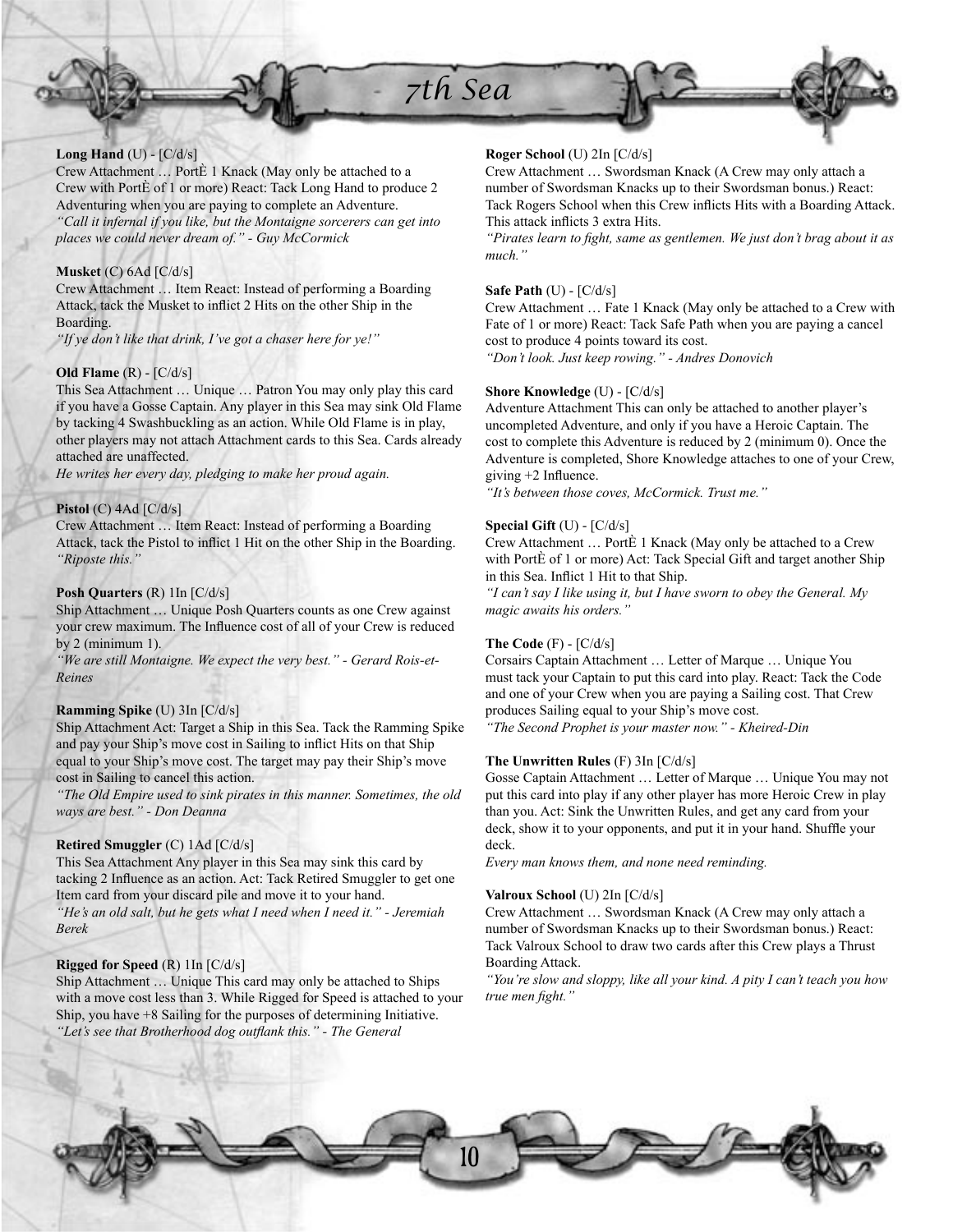**Long Hand** (U) - [C/d/s]
Crew Attachment … PortÈ 1 Knack (May only be attached to a Crew with PortÈ of 1 or more) React: Tack Long Hand to produce 2 Adventuring when you are paying to complete an Adventure.
*"Call it infernal if you like, but the Montaigne sorcerers can get into places we could never dream of." - Guy McCormick*

**Musket** (C) 6Ad [C/d/s]
Crew Attachment … Item React: Instead of performing a Boarding Attack, tack the Musket to inflict 2 Hits on the other Ship in the Boarding.
*"If ye don't like that drink, I've got a chaser here for ye!"*

**Old Flame** (R) - [C/d/s]
This Sea Attachment … Unique … Patron You may only play this card if you have a Gosse Captain. Any player in this Sea may sink Old Flame by tacking 4 Swashbuckling as an action. While Old Flame is in play, other players may not attach Attachment cards to this Sea. Cards already attached are unaffected.
*He writes her every day, pledging to make her proud again.*

**Pistol** (C) 4Ad [C/d/s]
Crew Attachment … Item React: Instead of performing a Boarding Attack, tack the Pistol to inflict 1 Hit on the other Ship in the Boarding.
*"Riposte this."*

**Posh Quarters** (R) 1In [C/d/s]
Ship Attachment … Unique Posh Quarters counts as one Crew against your crew maximum. The Influence cost of all of your Crew is reduced by 2 (minimum 1).
*"We are still Montaigne. We expect the very best." - Gerard Rois-et-Reines*

**Ramming Spike** (U) 3In [C/d/s]
Ship Attachment Act: Target a Ship in this Sea. Tack the Ramming Spike and pay your Ship's move cost in Sailing to inflict Hits on that Ship equal to your Ship's move cost. The target may pay their Ship's move cost in Sailing to cancel this action.
*"The Old Empire used to sink pirates in this manner. Sometimes, the old ways are best." - Don Deanna*

**Retired Smuggler** (C) 1Ad [C/d/s]
This Sea Attachment Any player in this Sea may sink this card by tacking 2 Influence as an action. Act: Tack Retired Smuggler to get one Item card from your discard pile and move it to your hand.
*"He's an old salt, but he gets what I need when I need it." - Jeremiah Berek*

**Rigged for Speed** (R) 1In [C/d/s]
Ship Attachment … Unique This card may only be attached to Ships with a move cost less than 3. While Rigged for Speed is attached to your Ship, you have +8 Sailing for the purposes of determining Initiative.
*"Let's see that Brotherhood dog outflank this." - The General*

**Roger School** (U) 2In [C/d/s]
Crew Attachment … Swordsman Knack (A Crew may only attach a number of Swordsman Knacks up to their Swordsman bonus.) React: Tack Rogers School when this Crew inflicts Hits with a Boarding Attack. This attack inflicts 3 extra Hits.
*"Pirates learn to fight, same as gentlemen. We just don't brag about it as much."*

**Safe Path** (U) - [C/d/s]
Crew Attachment … Fate 1 Knack (May only be attached to a Crew with Fate of 1 or more) React: Tack Safe Path when you are paying a cancel cost to produce 4 points toward its cost.
*"Don't look. Just keep rowing." - Andres Donovich*

**Shore Knowledge** (U) - [C/d/s]
Adventure Attachment This can only be attached to another player's uncompleted Adventure, and only if you have a Heroic Captain. The cost to complete this Adventure is reduced by 2 (minimum 0). Once the Adventure is completed, Shore Knowledge attaches to one of your Crew, giving +2 Influence.
*"It's between those coves, McCormick. Trust me."*

**Special Gift** (U) - [C/d/s]
Crew Attachment … PortÈ 1 Knack (May only be attached to a Crew with PortÈ of 1 or more) Act: Tack Special Gift and target another Ship in this Sea. Inflict 1 Hit to that Ship.
*"I can't say I like using it, but I have sworn to obey the General. My magic awaits his orders."*

**The Code** (F) - [C/d/s]
Corsairs Captain Attachment … Letter of Marque … Unique You must tack your Captain to put this card into play. React: Tack the Code and one of your Crew when you are paying a Sailing cost. That Crew produces Sailing equal to your Ship's move cost.
*"The Second Prophet is your master now." - Kheired-Din*

**The Unwritten Rules** (F) 3In [C/d/s]
Gosse Captain Attachment … Letter of Marque … Unique You may not put this card into play if any other player has more Heroic Crew in play than you. Act: Sink the Unwritten Rules, and get any card from your deck, show it to your opponents, and put it in your hand. Shuffle your deck.
*Every man knows them, and none need reminding.*

**Valroux School** (U) 2In [C/d/s]
Crew Attachment … Swordsman Knack (A Crew may only attach a number of Swordsman Knacks up to their Swordsman bonus.) React: Tack Valroux School to draw two cards after this Crew plays a Thrust Boarding Attack.
*"You're slow and sloppy, like all your kind. A pity I can't teach you how true men fight."*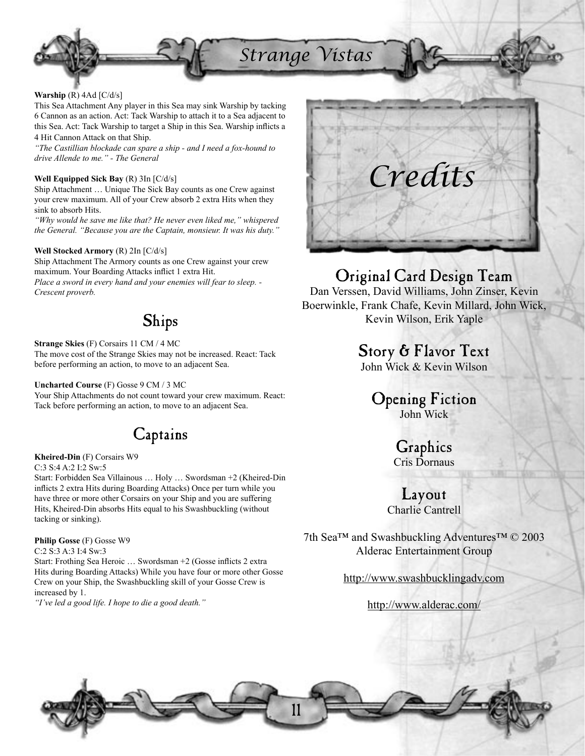**Warship** (R) 4Ad [C/d/s]
This Sea Attachment Any player in this Sea may sink Warship by tacking 6 Cannon as an action. Act: Tack Warship to attach it to a Sea adjacent to this Sea. Act: Tack Warship to target a Ship in this Sea. Warship inflicts a 4 Hit Cannon Attack on that Ship.
*"The Castillian blockade can spare a ship - and I need a fox-hound to drive Allende to me." - The General*

**Well Equipped Sick Bay** (R) 3In [C/d/s]
Ship Attachment … Unique The Sick Bay counts as one Crew against your crew maximum. All of your Crew absorb 2 extra Hits when they sink to absorb Hits.
*"Why would he save me like that? He never even liked me," whispered the General. "Because you are the Captain, monsieur. It was his duty."*

**Well Stocked Armory** (R) 2In [C/d/s]
Ship Attachment The Armory counts as one Crew against your crew maximum. Your Boarding Attacks inflict 1 extra Hit.
*Place a sword in every hand and your enemies will fear to sleep. - Crescent proverb.*

## Ships

**Strange Skies** (F) Corsairs 11 CM / 4 MC
The move cost of the Strange Skies may not be increased. React: Tack before performing an action, to move to an adjacent Sea.

**Uncharted Course** (F) Gosse 9 CM / 3 MC
Your Ship Attachments do not count toward your crew maximum. React: Tack before performing an action, to move to an adjacent Sea.

## Captains

**Kheired-Din** (F) Corsairs W9
C:3 S:4 A:2 I:2 Sw:5
Start: Forbidden Sea Villainous … Holy … Swordsman +2 (Kheired-Din inflicts 2 extra Hits during Boarding Attacks) Once per turn while you have three or more other Corsairs on your Ship and you are suffering Hits, Kheired-Din absorbs Hits equal to his Swashbuckling (without tacking or sinking).

**Philip Gosse** (F) Gosse W9
C:2 S:3 A:3 I:4 Sw:3
Start: Frothing Sea Heroic … Swordsman +2 (Gosse inflicts 2 extra Hits during Boarding Attacks) While you have four or more other Gosse Crew on your Ship, the Swashbuckling skill of your Gosse Crew is increased by 1.
*"I've led a good life. I hope to die a good death."*

# Credits

## Original Card Design Team
Dan Verssen, David Williams, John Zinser, Kevin Boerwinkle, Frank Chafe, Kevin Millard, John Wick, Kevin Wilson, Erik Yaple

## Story & Flavor Text
John Wick & Kevin Wilson

## Opening Fiction
John Wick

## Graphics
Cris Dornaus

## Layout
Charlie Cantrell

7th Sea™ and Swashbuckling Adventures™ © 2003 Alderac Entertainment Group

http://www.swashbucklingadv.com

http://www.alderac.com/